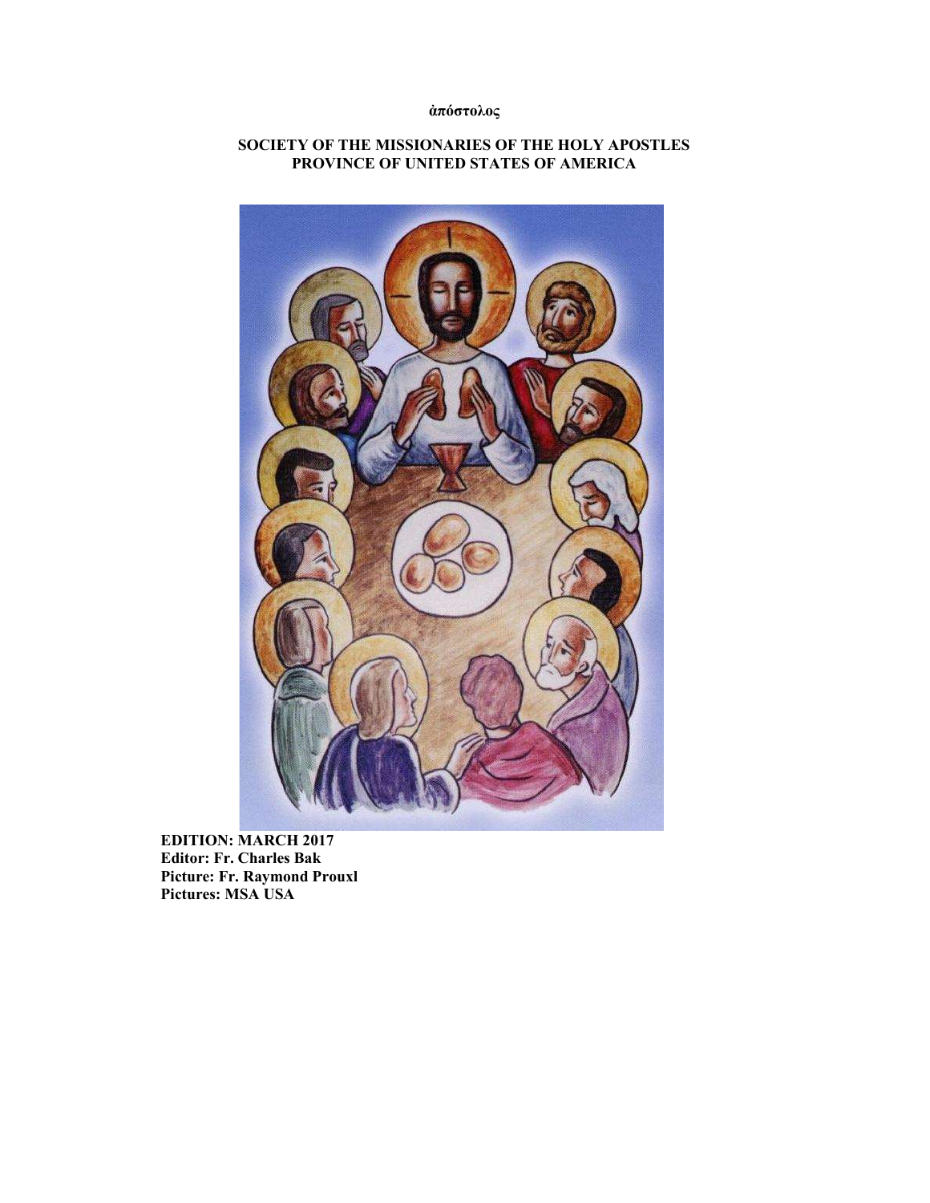**ἀπόστολος**

**SOCIETY OF THE MISSIONARIES OF THE HOLY APOSTLES**
**PROVINCE OF UNITED STATES OF AMERICA**

**EDITION: MARCH 2017**
**Editor: Fr. Charles Bak**
**Picture: Fr. Raymond Prouxl**
**Pictures: MSA USA**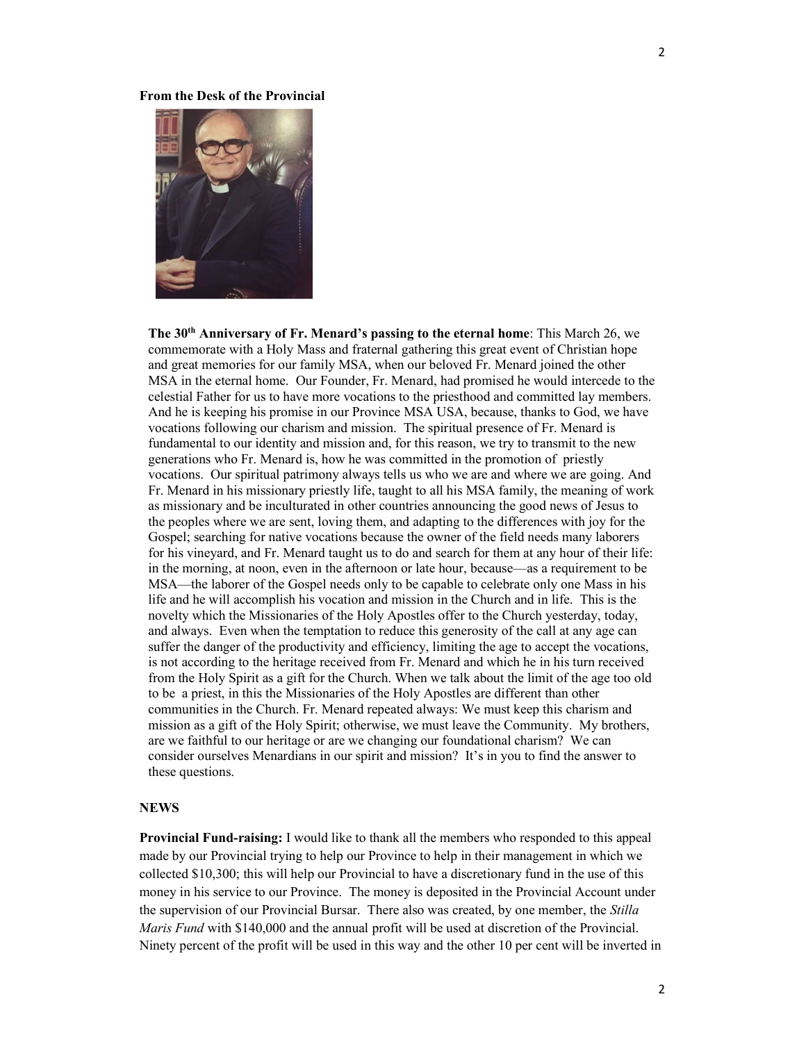**From the Desk of the Provincial**

**The 30th Anniversary of Fr. Menard's passing to the eternal home**: This March 26, we commemorate with a Holy Mass and fraternal gathering this great event of Christian hope and great memories for our family MSA, when our beloved Fr. Menard joined the other MSA in the eternal home. Our Founder, Fr. Menard, had promised he would intercede to the celestial Father for us to have more vocations to the priesthood and committed lay members. And he is keeping his promise in our Province MSA USA, because, thanks to God, we have vocations following our charism and mission. The spiritual presence of Fr. Menard is fundamental to our identity and mission and, for this reason, we try to transmit to the new generations who Fr. Menard is, how he was committed in the promotion of priestly vocations. Our spiritual patrimony always tells us who we are and where we are going. And Fr. Menard in his missionary priestly life, taught to all his MSA family, the meaning of work as missionary and be inculturated in other countries announcing the good news of Jesus to the peoples where we are sent, loving them, and adapting to the differences with joy for the Gospel; searching for native vocations because the owner of the field needs many laborers for his vineyard, and Fr. Menard taught us to do and search for them at any hour of their life: in the morning, at noon, even in the afternoon or late hour, because—as a requirement to be MSA—the laborer of the Gospel needs only to be capable to celebrate only one Mass in his life and he will accomplish his vocation and mission in the Church and in life. This is the novelty which the Missionaries of the Holy Apostles offer to the Church yesterday, today, and always. Even when the temptation to reduce this generosity of the call at any age can suffer the danger of the productivity and efficiency, limiting the age to accept the vocations, is not according to the heritage received from Fr. Menard and which he in his turn received from the Holy Spirit as a gift for the Church. When we talk about the limit of the age too old to be a priest, in this the Missionaries of the Holy Apostles are different than other communities in the Church. Fr. Menard repeated always: We must keep this charism and mission as a gift of the Holy Spirit; otherwise, we must leave the Community. My brothers, are we faithful to our heritage or are we changing our foundational charism? We can consider ourselves Menardians in our spirit and mission? It's in you to find the answer to these questions.

**NEWS**

**Provincial Fund-raising:** I would like to thank all the members who responded to this appeal made by our Provincial trying to help our Province to help in their management in which we collected $10,300; this will help our Provincial to have a discretionary fund in the use of this money in his service to our Province. The money is deposited in the Provincial Account under the supervision of our Provincial Bursar. There also was created, by one member, the *Stilla Maris Fund* with $140,000 and the annual profit will be used at discretion of the Provincial. Ninety percent of the profit will be used in this way and the other 10 per cent will be inverted in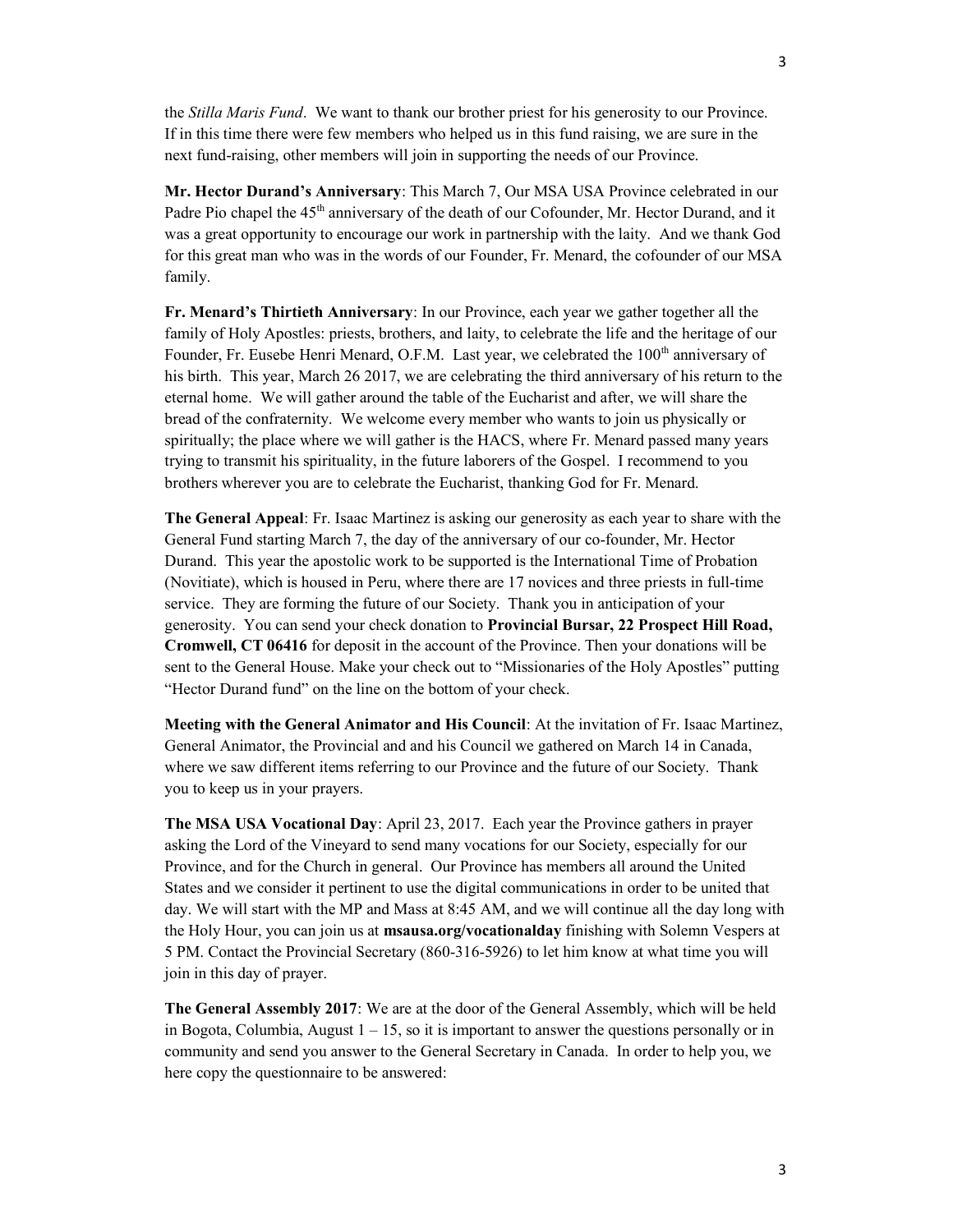the *Stilla Maris Fund*. We want to thank our brother priest for his generosity to our Province. If in this time there were few members who helped us in this fund raising, we are sure in the next fund-raising, other members will join in supporting the needs of our Province.

**Mr. Hector Durand's Anniversary**: This March 7, Our MSA USA Province celebrated in our Padre Pio chapel the 45th anniversary of the death of our Cofounder, Mr. Hector Durand, and it was a great opportunity to encourage our work in partnership with the laity. And we thank God for this great man who was in the words of our Founder, Fr. Menard, the cofounder of our MSA family.

**Fr. Menard's Thirtieth Anniversary**: In our Province, each year we gather together all the family of Holy Apostles: priests, brothers, and laity, to celebrate the life and the heritage of our Founder, Fr. Eusebe Henri Menard, O.F.M. Last year, we celebrated the 100th anniversary of his birth. This year, March 26 2017, we are celebrating the third anniversary of his return to the eternal home. We will gather around the table of the Eucharist and after, we will share the bread of the confraternity. We welcome every member who wants to join us physically or spiritually; the place where we will gather is the HACS, where Fr. Menard passed many years trying to transmit his spirituality, in the future laborers of the Gospel. I recommend to you brothers wherever you are to celebrate the Eucharist, thanking God for Fr. Menard.

**The General Appeal**: Fr. Isaac Martinez is asking our generosity as each year to share with the General Fund starting March 7, the day of the anniversary of our co-founder, Mr. Hector Durand. This year the apostolic work to be supported is the International Time of Probation (Novitiate), which is housed in Peru, where there are 17 novices and three priests in full-time service. They are forming the future of our Society. Thank you in anticipation of your generosity. You can send your check donation to **Provincial Bursar, 22 Prospect Hill Road, Cromwell, CT 06416** for deposit in the account of the Province. Then your donations will be sent to the General House. Make your check out to "Missionaries of the Holy Apostles" putting "Hector Durand fund" on the line on the bottom of your check.

**Meeting with the General Animator and His Council**: At the invitation of Fr. Isaac Martinez, General Animator, the Provincial and and his Council we gathered on March 14 in Canada, where we saw different items referring to our Province and the future of our Society. Thank you to keep us in your prayers.

**The MSA USA Vocational Day**: April 23, 2017. Each year the Province gathers in prayer asking the Lord of the Vineyard to send many vocations for our Society, especially for our Province, and for the Church in general. Our Province has members all around the United States and we consider it pertinent to use the digital communications in order to be united that day. We will start with the MP and Mass at 8:45 AM, and we will continue all the day long with the Holy Hour, you can join us at **msausa.org/vocationalday** finishing with Solemn Vespers at 5 PM. Contact the Provincial Secretary (860-316-5926) to let him know at what time you will join in this day of prayer.

**The General Assembly 2017**: We are at the door of the General Assembly, which will be held in Bogota, Columbia, August 1 – 15, so it is important to answer the questions personally or in community and send you answer to the General Secretary in Canada. In order to help you, we here copy the questionnaire to be answered: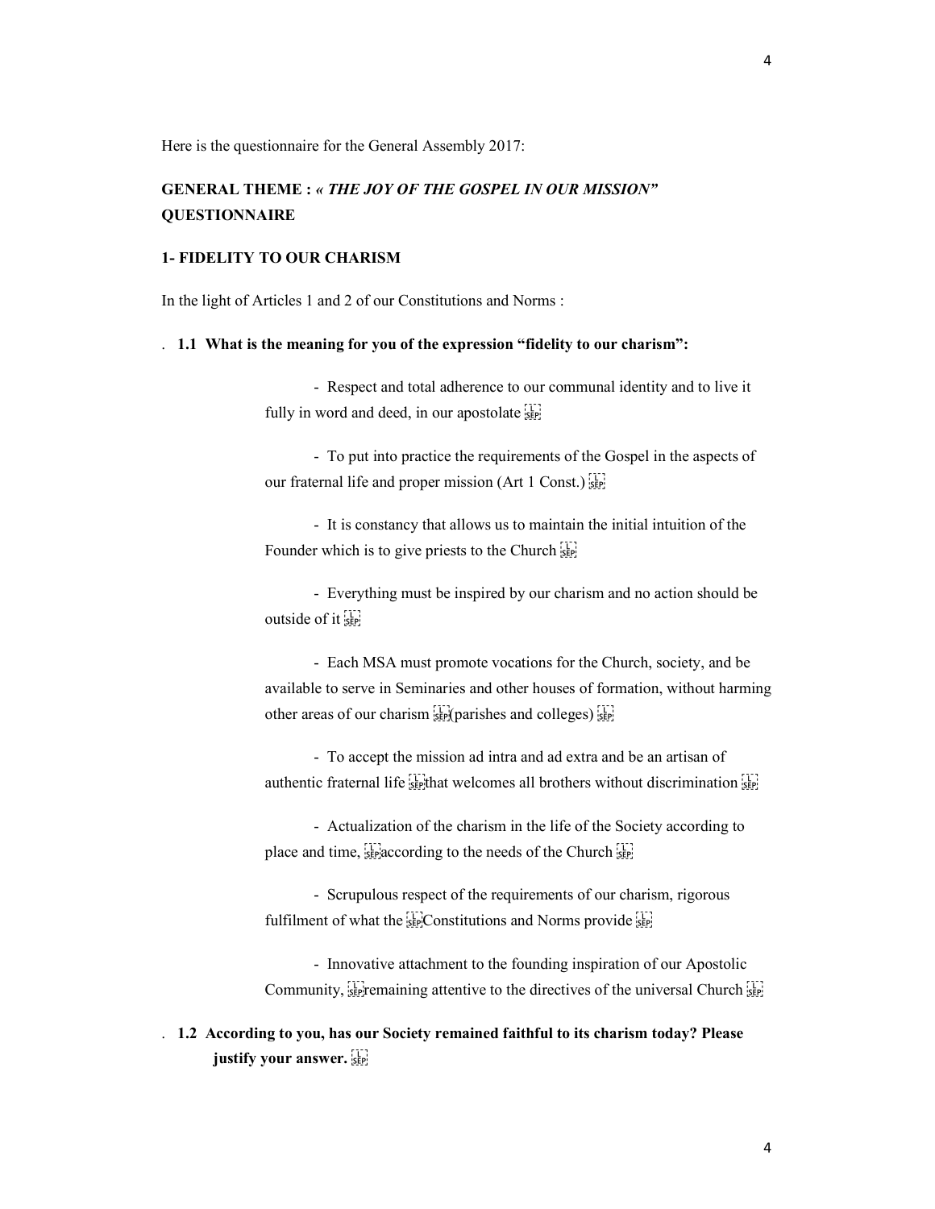Here is the questionnaire for the General Assembly 2017:

**GENERAL THEME :** ***« THE JOY OF THE GOSPEL IN OUR MISSION"***
**QUESTIONNAIRE**

**1- FIDELITY TO OUR CHARISM**

In the light of Articles 1 and 2 of our Constitutions and Norms :

. **1.1 What is the meaning for you of the expression "fidelity to our charism":**

- Respect and total adherence to our communal identity and to live it fully in word and deed, in our apostolate

- To put into practice the requirements of the Gospel in the aspects of our fraternal life and proper mission (Art 1 Const.)

- It is constancy that allows us to maintain the initial intuition of the Founder which is to give priests to the Church

- Everything must be inspired by our charism and no action should be outside of it

- Each MSA must promote vocations for the Church, society, and be available to serve in Seminaries and other houses of formation, without harming other areas of our charism (parishes and colleges)

- To accept the mission ad intra and ad extra and be an artisan of authentic fraternal life that welcomes all brothers without discrimination

- Actualization of the charism in the life of the Society according to place and time, according to the needs of the Church

- Scrupulous respect of the requirements of our charism, rigorous fulfilment of what the Constitutions and Norms provide

- Innovative attachment to the founding inspiration of our Apostolic Community, remaining attentive to the directives of the universal Church

. **1.2 According to you, has our Society remained faithful to its charism today? Please justify your answer.**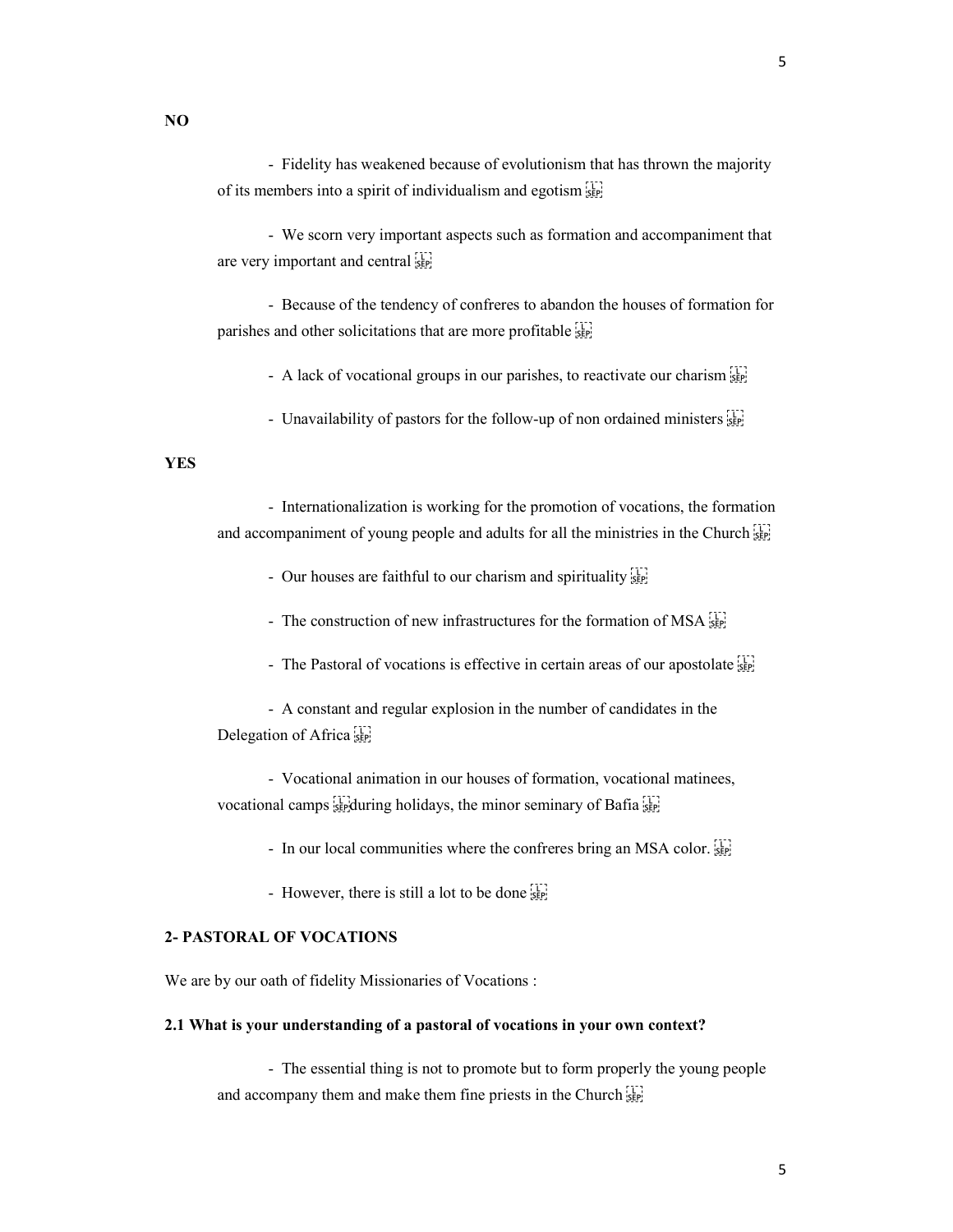**NO**

- Fidelity has weakened because of evolutionism that has thrown the majority of its members into a spirit of individualism and egotism
- We scorn very important aspects such as formation and accompaniment that are very important and central
- Because of the tendency of confreres to abandon the houses of formation for parishes and other solicitations that are more profitable
- A lack of vocational groups in our parishes, to reactivate our charism
- Unavailability of pastors for the follow-up of non ordained ministers

**YES**

- Internationalization is working for the promotion of vocations, the formation and accompaniment of young people and adults for all the ministries in the Church
- Our houses are faithful to our charism and spirituality
- The construction of new infrastructures for the formation of MSA
- The Pastoral of vocations is effective in certain areas of our apostolate
- A constant and regular explosion in the number of candidates in the Delegation of Africa
- Vocational animation in our houses of formation, vocational matinees, vocational camps during holidays, the minor seminary of Bafia
- In our local communities where the confreres bring an MSA color.
- However, there is still a lot to be done

## 2- PASTORAL OF VOCATIONS

We are by our oath of fidelity Missionaries of Vocations :

### 2.1 What is your understanding of a pastoral of vocations in your own context?

- The essential thing is not to promote but to form properly the young people and accompany them and make them fine priests in the Church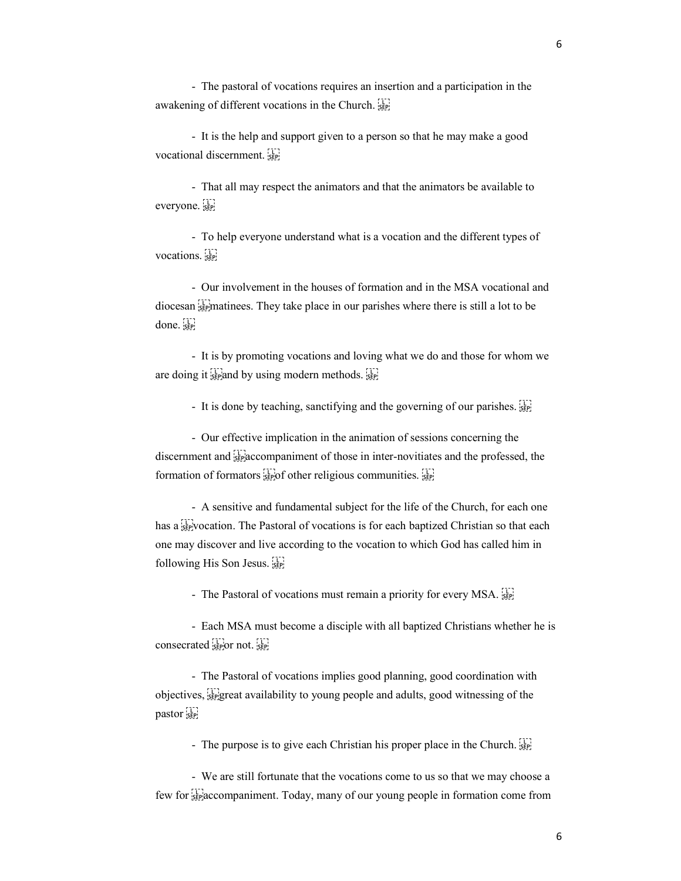- The pastoral of vocations requires an insertion and a participation in the awakening of different vocations in the Church.

- It is the help and support given to a person so that he may make a good vocational discernment.

- That all may respect the animators and that the animators be available to everyone.

- To help everyone understand what is a vocation and the different types of vocations.

- Our involvement in the houses of formation and in the MSA vocational and diocesan matinees. They take place in our parishes where there is still a lot to be done.

- It is by promoting vocations and loving what we do and those for whom we are doing it and by using modern methods.

- It is done by teaching, sanctifying and the governing of our parishes.

- Our effective implication in the animation of sessions concerning the discernment and accompaniment of those in inter-novitiates and the professed, the formation of formators of other religious communities.

- A sensitive and fundamental subject for the life of the Church, for each one has a vocation. The Pastoral of vocations is for each baptized Christian so that each one may discover and live according to the vocation to which God has called him in following His Son Jesus.

- The Pastoral of vocations must remain a priority for every MSA.

- Each MSA must become a disciple with all baptized Christians whether he is consecrated or not.

- The Pastoral of vocations implies good planning, good coordination with objectives, great availability to young people and adults, good witnessing of the pastor

- The purpose is to give each Christian his proper place in the Church.

- We are still fortunate that the vocations come to us so that we may choose a few for accompaniment. Today, many of our young people in formation come from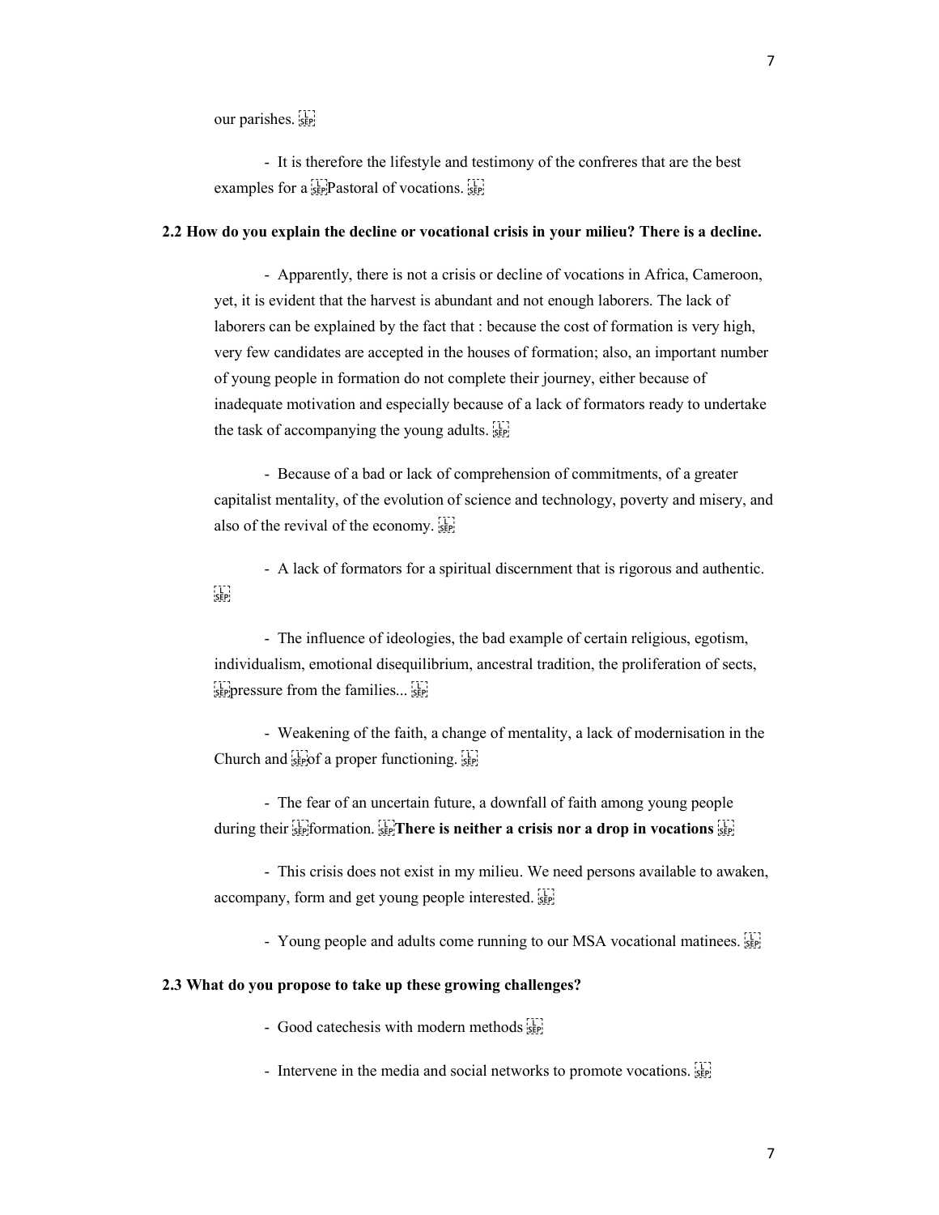our parishes.

- It is therefore the lifestyle and testimony of the confreres that are the best examples for a Pastoral of vocations.

**2.2 How do you explain the decline or vocational crisis in your milieu? There is a decline.**

- Apparently, there is not a crisis or decline of vocations in Africa, Cameroon, yet, it is evident that the harvest is abundant and not enough laborers. The lack of laborers can be explained by the fact that : because the cost of formation is very high, very few candidates are accepted in the houses of formation; also, an important number of young people in formation do not complete their journey, either because of inadequate motivation and especially because of a lack of formators ready to undertake the task of accompanying the young adults.

- Because of a bad or lack of comprehension of commitments, of a greater capitalist mentality, of the evolution of science and technology, poverty and misery, and also of the revival of the economy.

- A lack of formators for a spiritual discernment that is rigorous and authentic.

- The influence of ideologies, the bad example of certain religious, egotism, individualism, emotional disequilibrium, ancestral tradition, the proliferation of sects, pressure from the families...

- Weakening of the faith, a change of mentality, a lack of modernisation in the Church and of a proper functioning.

- The fear of an uncertain future, a downfall of faith among young people during their formation. **There is neither a crisis nor a drop in vocations**

- This crisis does not exist in my milieu. We need persons available to awaken, accompany, form and get young people interested.

- Young people and adults come running to our MSA vocational matinees.

**2.3 What do you propose to take up these growing challenges?**

- Good catechesis with modern methods

- Intervene in the media and social networks to promote vocations.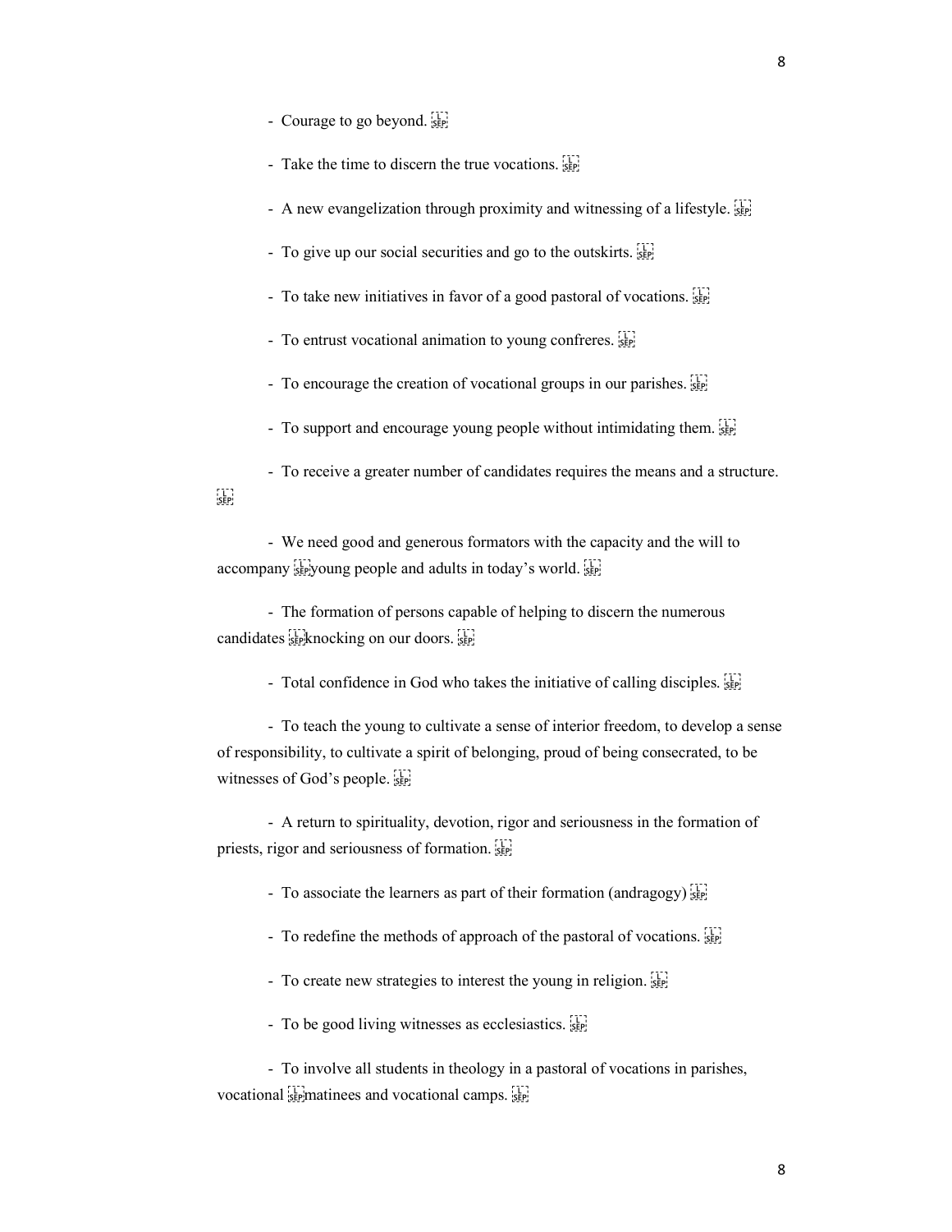- Courage to go beyond.
- Take the time to discern the true vocations.
- A new evangelization through proximity and witnessing of a lifestyle.
- To give up our social securities and go to the outskirts.
- To take new initiatives in favor of a good pastoral of vocations.
- To entrust vocational animation to young confreres.
- To encourage the creation of vocational groups in our parishes.
- To support and encourage young people without intimidating them.
- To receive a greater number of candidates requires the means and a structure.
- We need good and generous formators with the capacity and the will to accompany young people and adults in today's world.
- The formation of persons capable of helping to discern the numerous candidates knocking on our doors.
- Total confidence in God who takes the initiative of calling disciples.
- To teach the young to cultivate a sense of interior freedom, to develop a sense of responsibility, to cultivate a spirit of belonging, proud of being consecrated, to be witnesses of God's people.
- A return to spirituality, devotion, rigor and seriousness in the formation of priests, rigor and seriousness of formation.
- To associate the learners as part of their formation (andragogy)
- To redefine the methods of approach of the pastoral of vocations.
- To create new strategies to interest the young in religion.
- To be good living witnesses as ecclesiastics.
- To involve all students in theology in a pastoral of vocations in parishes, vocational matinees and vocational camps.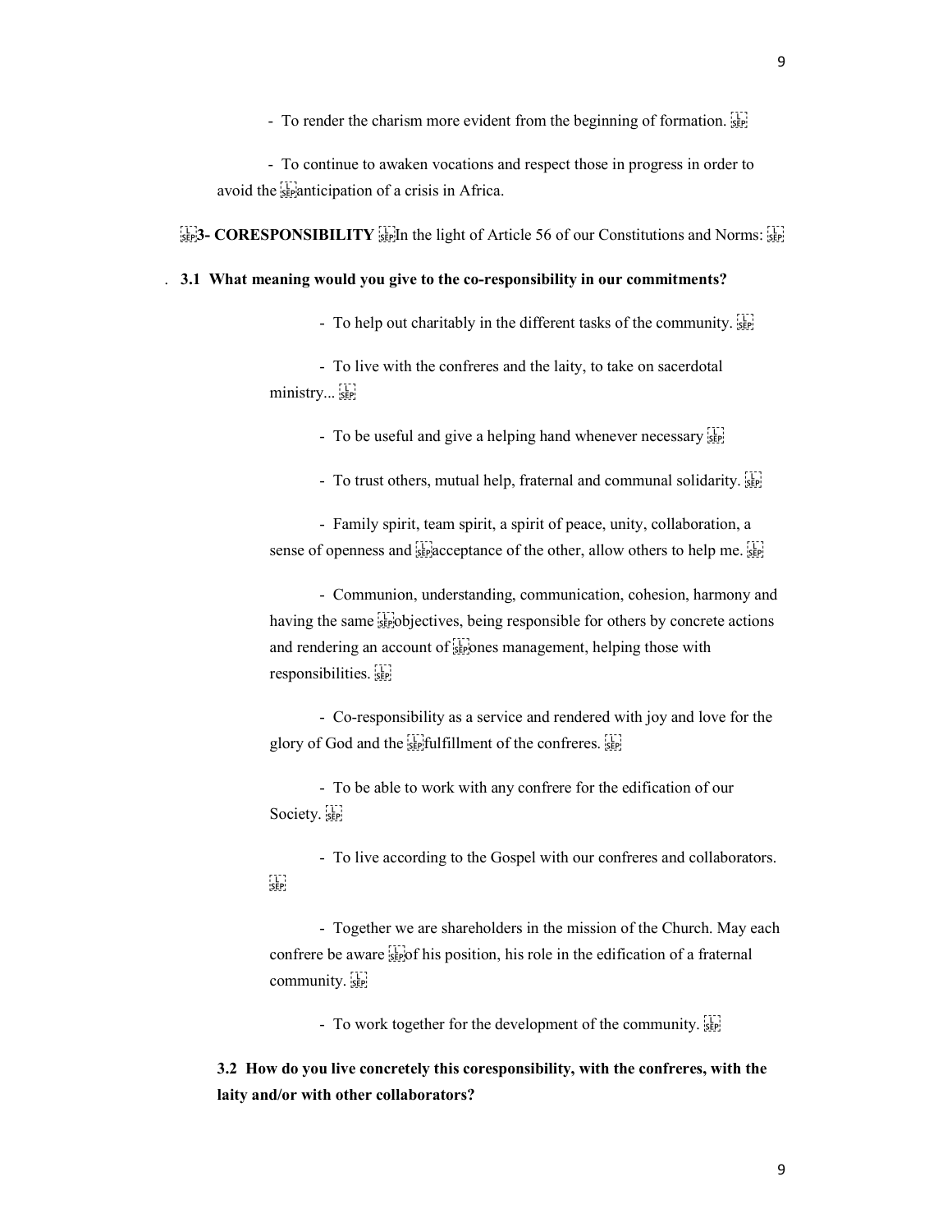- To render the charism more evident from the beginning of formation.

- To continue to awaken vocations and respect those in progress in order to avoid the anticipation of a crisis in Africa.

**3- CORESPONSIBILITY** In the light of Article 56 of our Constitutions and Norms:

. **3.1 What meaning would you give to the co-responsibility in our commitments?**

- To help out charitably in the different tasks of the community.

- To live with the confreres and the laity, to take on sacerdotal ministry...

- To be useful and give a helping hand whenever necessary

- To trust others, mutual help, fraternal and communal solidarity.

- Family spirit, team spirit, a spirit of peace, unity, collaboration, a sense of openness and acceptance of the other, allow others to help me.

- Communion, understanding, communication, cohesion, harmony and having the same objectives, being responsible for others by concrete actions and rendering an account of ones management, helping those with responsibilities.

- Co-responsibility as a service and rendered with joy and love for the glory of God and the fulfillment of the confreres.

- To be able to work with any confrere for the edification of our Society.

- To live according to the Gospel with our confreres and collaborators.

- Together we are shareholders in the mission of the Church. May each confrere be aware of his position, his role in the edification of a fraternal community.

- To work together for the development of the community.

**3.2 How do you live concretely this coresponsibility, with the confreres, with the laity and/or with other collaborators?**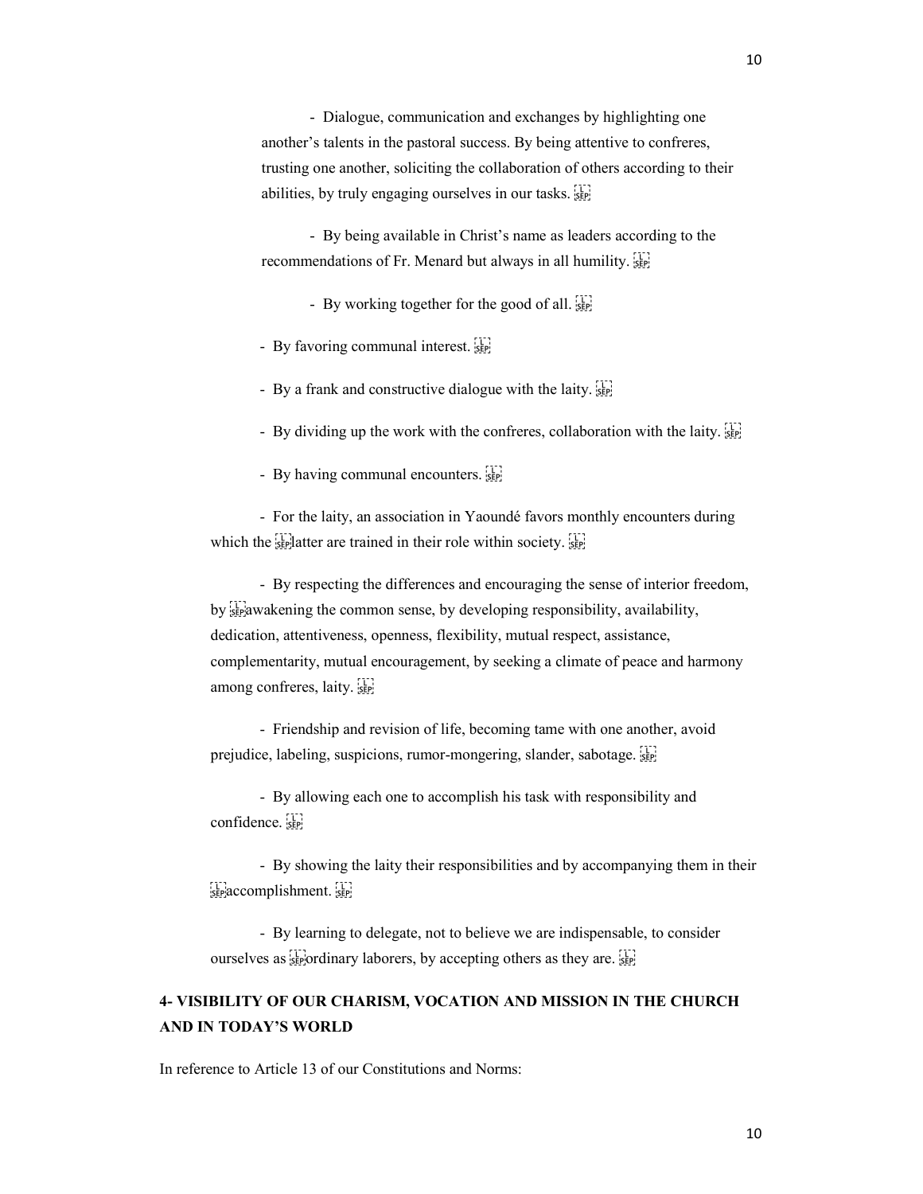- Dialogue, communication and exchanges by highlighting one another's talents in the pastoral success. By being attentive to confreres, trusting one another, soliciting the collaboration of others according to their abilities, by truly engaging ourselves in our tasks.

- By being available in Christ's name as leaders according to the recommendations of Fr. Menard but always in all humility.

- By working together for the good of all.

- By favoring communal interest.

- By a frank and constructive dialogue with the laity.

- By dividing up the work with the confreres, collaboration with the laity.

- By having communal encounters.

- For the laity, an association in Yaoundé favors monthly encounters during which the latter are trained in their role within society.

- By respecting the differences and encouraging the sense of interior freedom, by awakening the common sense, by developing responsibility, availability, dedication, attentiveness, openness, flexibility, mutual respect, assistance, complementarity, mutual encouragement, by seeking a climate of peace and harmony among confreres, laity.

- Friendship and revision of life, becoming tame with one another, avoid prejudice, labeling, suspicions, rumor-mongering, slander, sabotage.

- By allowing each one to accomplish his task with responsibility and confidence.

- By showing the laity their responsibilities and by accompanying them in their accomplishment.

- By learning to delegate, not to believe we are indispensable, to consider ourselves as ordinary laborers, by accepting others as they are.

## 4- VISIBILITY OF OUR CHARISM, VOCATION AND MISSION IN THE CHURCH AND IN TODAY'S WORLD

In reference to Article 13 of our Constitutions and Norms: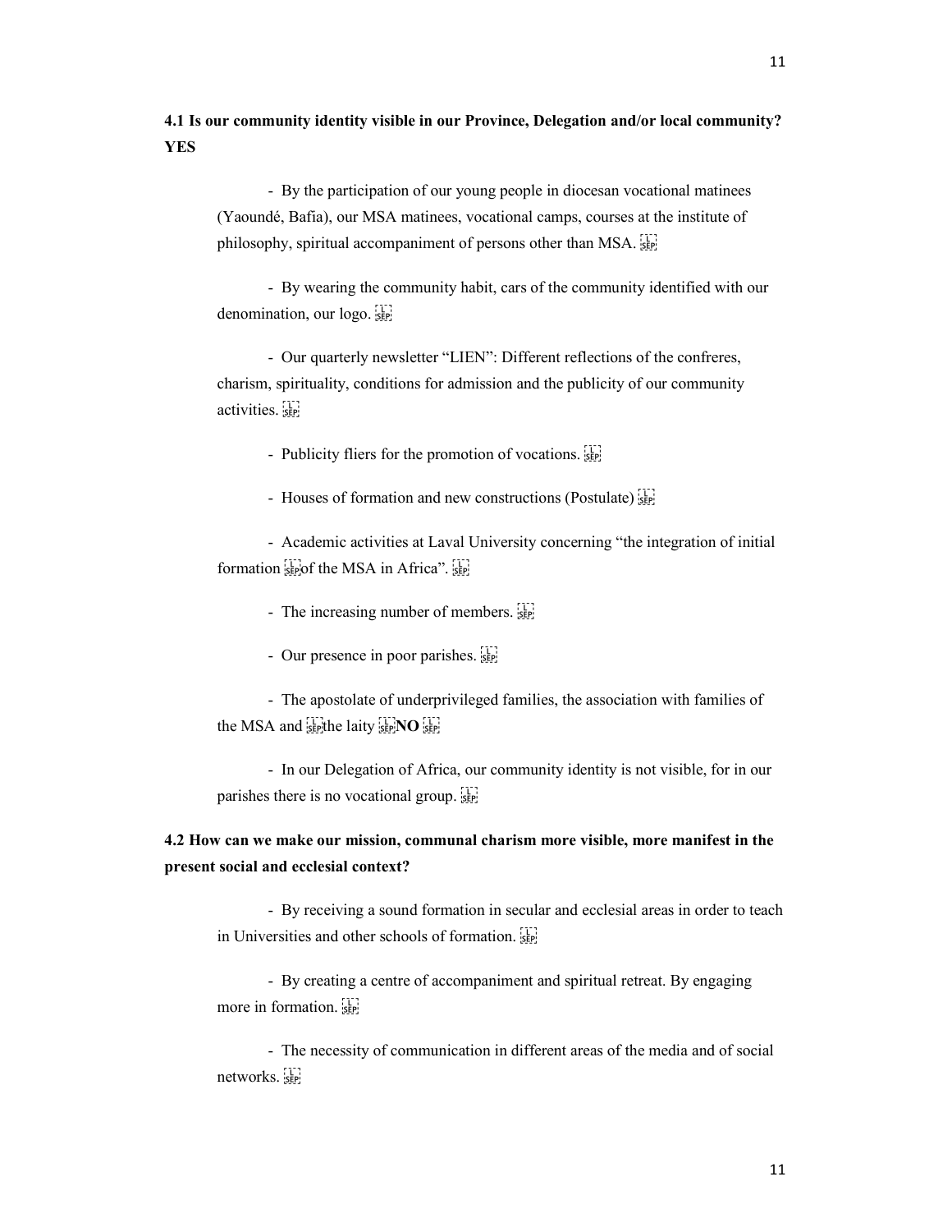**4.1 Is our community identity visible in our Province, Delegation and/or local community? YES**

- By the participation of our young people in diocesan vocational matinees (Yaoundé, Bafia), our MSA matinees, vocational camps, courses at the institute of philosophy, spiritual accompaniment of persons other than MSA.

- By wearing the community habit, cars of the community identified with our denomination, our logo.

- Our quarterly newsletter "LIEN": Different reflections of the confreres, charism, spirituality, conditions for admission and the publicity of our community activities.

- Publicity fliers for the promotion of vocations.

- Houses of formation and new constructions (Postulate)

- Academic activities at Laval University concerning "the integration of initial formation of the MSA in Africa".

- The increasing number of members.

- Our presence in poor parishes.

- The apostolate of underprivileged families, the association with families of the MSA and the laity **NO**

- In our Delegation of Africa, our community identity is not visible, for in our parishes there is no vocational group.

**4.2 How can we make our mission, communal charism more visible, more manifest in the present social and ecclesial context?**

- By receiving a sound formation in secular and ecclesial areas in order to teach in Universities and other schools of formation.

- By creating a centre of accompaniment and spiritual retreat. By engaging more in formation.

- The necessity of communication in different areas of the media and of social networks.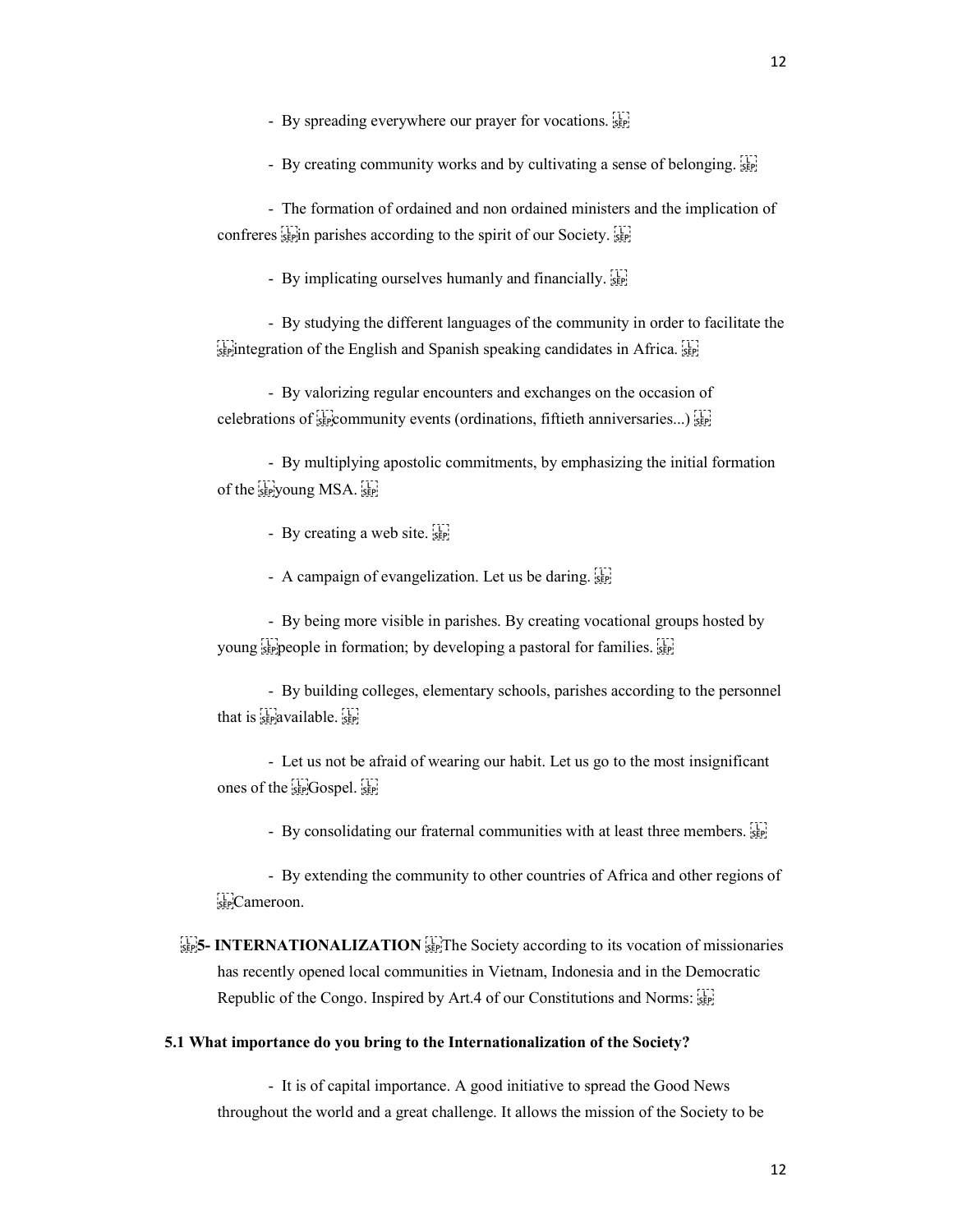- By spreading everywhere our prayer for vocations.

- By creating community works and by cultivating a sense of belonging.

- The formation of ordained and non ordained ministers and the implication of confreres in parishes according to the spirit of our Society.

- By implicating ourselves humanly and financially.

- By studying the different languages of the community in order to facilitate the integration of the English and Spanish speaking candidates in Africa.

- By valorizing regular encounters and exchanges on the occasion of celebrations of community events (ordinations, fiftieth anniversaries...)

- By multiplying apostolic commitments, by emphasizing the initial formation of the young MSA.

- By creating a web site.

- A campaign of evangelization. Let us be daring.

- By being more visible in parishes. By creating vocational groups hosted by young people in formation; by developing a pastoral for families.

- By building colleges, elementary schools, parishes according to the personnel that is available.

- Let us not be afraid of wearing our habit. Let us go to the most insignificant ones of the Gospel.

- By consolidating our fraternal communities with at least three members.

- By extending the community to other countries of Africa and other regions of Cameroon.

**5- INTERNATIONALIZATION** The Society according to its vocation of missionaries has recently opened local communities in Vietnam, Indonesia and in the Democratic Republic of the Congo. Inspired by Art.4 of our Constitutions and Norms:

**5.1 What importance do you bring to the Internationalization of the Society?**

- It is of capital importance. A good initiative to spread the Good News throughout the world and a great challenge. It allows the mission of the Society to be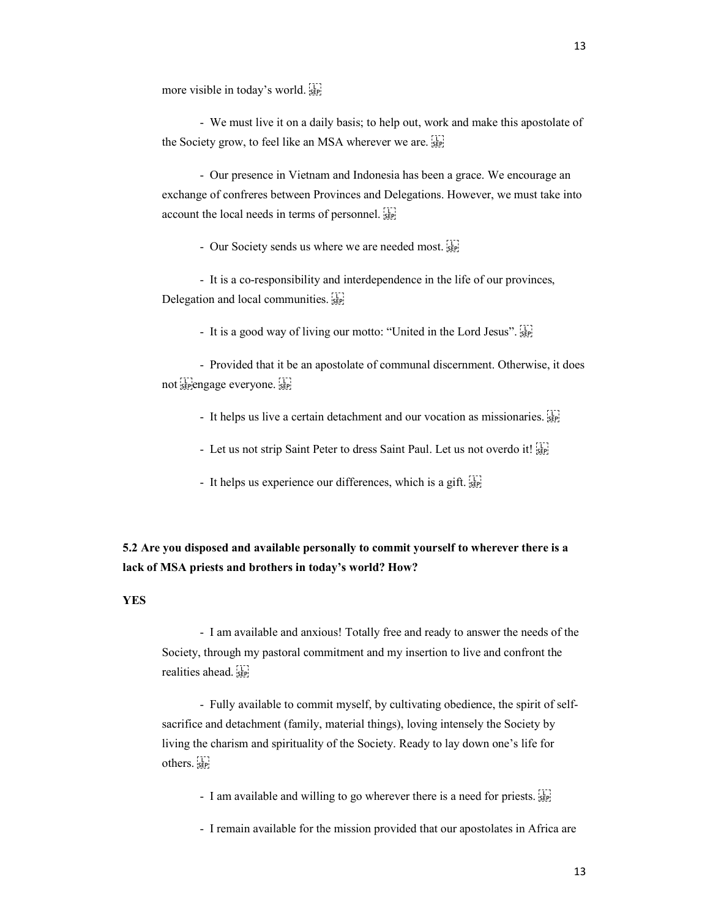more visible in today's world.

- We must live it on a daily basis; to help out, work and make this apostolate of the Society grow, to feel like an MSA wherever we are.

- Our presence in Vietnam and Indonesia has been a grace. We encourage an exchange of confreres between Provinces and Delegations. However, we must take into account the local needs in terms of personnel.

- Our Society sends us where we are needed most.

- It is a co-responsibility and interdependence in the life of our provinces, Delegation and local communities.

- It is a good way of living our motto: "United in the Lord Jesus".

- Provided that it be an apostolate of communal discernment. Otherwise, it does not engage everyone.

- It helps us live a certain detachment and our vocation as missionaries.

- Let us not strip Saint Peter to dress Saint Paul. Let us not overdo it!

- It helps us experience our differences, which is a gift.

**5.2 Are you disposed and available personally to commit yourself to wherever there is a lack of MSA priests and brothers in today's world? How?**

**YES**

- I am available and anxious! Totally free and ready to answer the needs of the Society, through my pastoral commitment and my insertion to live and confront the realities ahead.

- Fully available to commit myself, by cultivating obedience, the spirit of self-sacrifice and detachment (family, material things), loving intensely the Society by living the charism and spirituality of the Society. Ready to lay down one's life for others.

- I am available and willing to go wherever there is a need for priests.

- I remain available for the mission provided that our apostolates in Africa are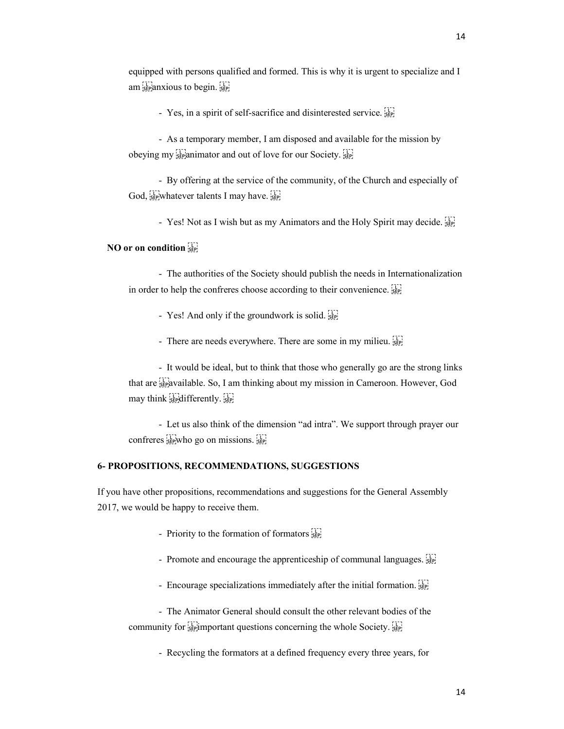equipped with persons qualified and formed. This is why it is urgent to specialize and I am anxious to begin.

- Yes, in a spirit of self-sacrifice and disinterested service.

- As a temporary member, I am disposed and available for the mission by obeying my animator and out of love for our Society.

- By offering at the service of the community, of the Church and especially of God, whatever talents I may have.

- Yes! Not as I wish but as my Animators and the Holy Spirit may decide.

**NO or on condition**

- The authorities of the Society should publish the needs in Internationalization in order to help the confreres choose according to their convenience.

- Yes! And only if the groundwork is solid.

- There are needs everywhere. There are some in my milieu.

- It would be ideal, but to think that those who generally go are the strong links that are available. So, I am thinking about my mission in Cameroon. However, God may think differently.

- Let us also think of the dimension "ad intra". We support through prayer our confreres who go on missions.

## 6- PROPOSITIONS, RECOMMENDATIONS, SUGGESTIONS

If you have other propositions, recommendations and suggestions for the General Assembly 2017, we would be happy to receive them.

- Priority to the formation of formators

- Promote and encourage the apprenticeship of communal languages.

- Encourage specializations immediately after the initial formation.

- The Animator General should consult the other relevant bodies of the community for important questions concerning the whole Society.

- Recycling the formators at a defined frequency every three years, for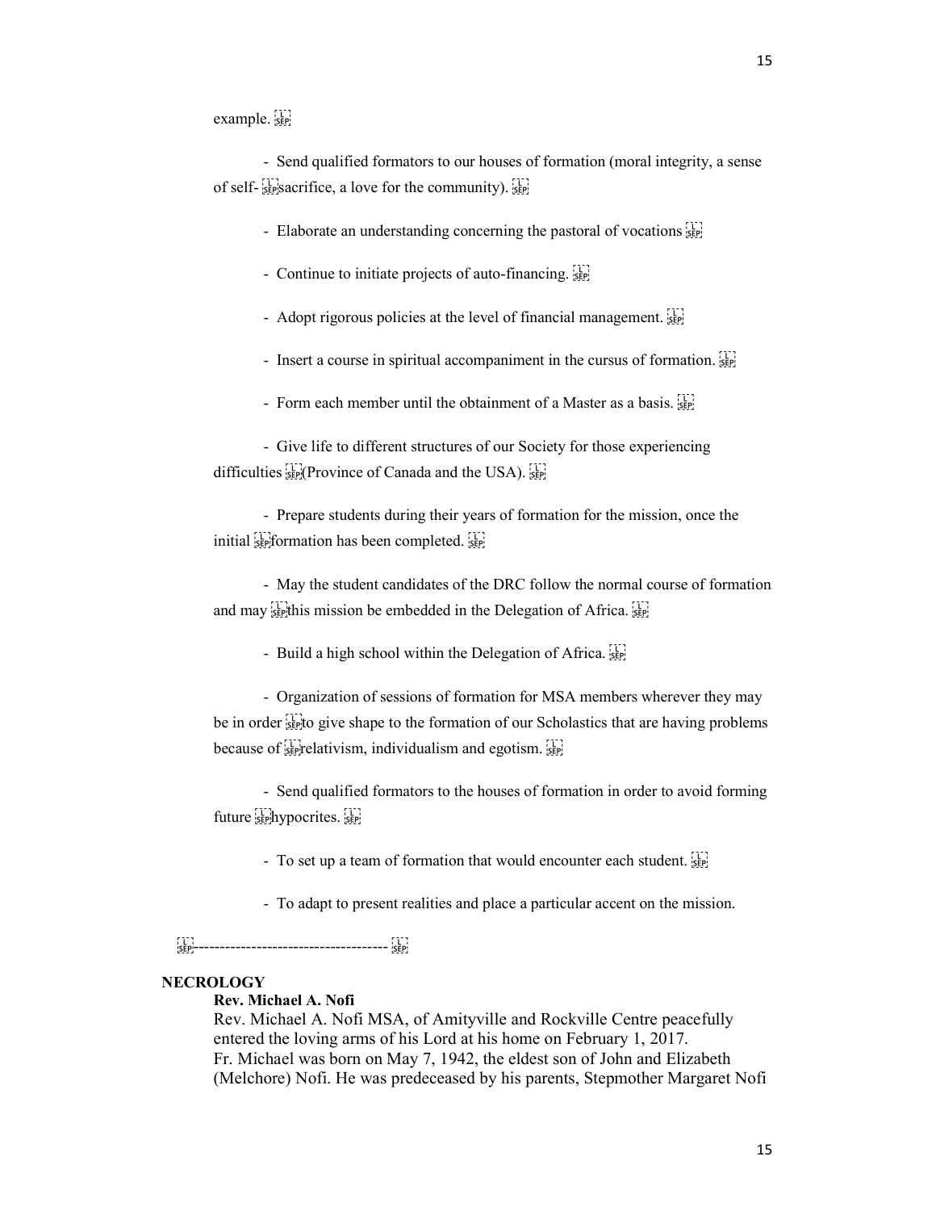example.

- Send qualified formators to our houses of formation (moral integrity, a sense of self-sacrifice, a love for the community).

- Elaborate an understanding concerning the pastoral of vocations

- Continue to initiate projects of auto-financing.

- Adopt rigorous policies at the level of financial management.

- Insert a course in spiritual accompaniment in the cursus of formation.

- Form each member until the obtainment of a Master as a basis.

- Give life to different structures of our Society for those experiencing difficulties (Province of Canada and the USA).

- Prepare students during their years of formation for the mission, once the initial formation has been completed.

- May the student candidates of the DRC follow the normal course of formation and may this mission be embedded in the Delegation of Africa.

- Build a high school within the Delegation of Africa.

- Organization of sessions of formation for MSA members wherever they may be in order to give shape to the formation of our Scholastics that are having problems because of relativism, individualism and egotism.

- Send qualified formators to the houses of formation in order to avoid forming future hypocrites.

- To set up a team of formation that would encounter each student.

- To adapt to present realities and place a particular accent on the mission.

------------------------------------

## NECROLOGY

### Rev. Michael A. Nofi

Rev. Michael A. Nofi MSA, of Amityville and Rockville Centre peacefully entered the loving arms of his Lord at his home on February 1, 2017. Fr. Michael was born on May 7, 1942, the eldest son of John and Elizabeth (Melchore) Nofi. He was predeceased by his parents, Stepmother Margaret Nofi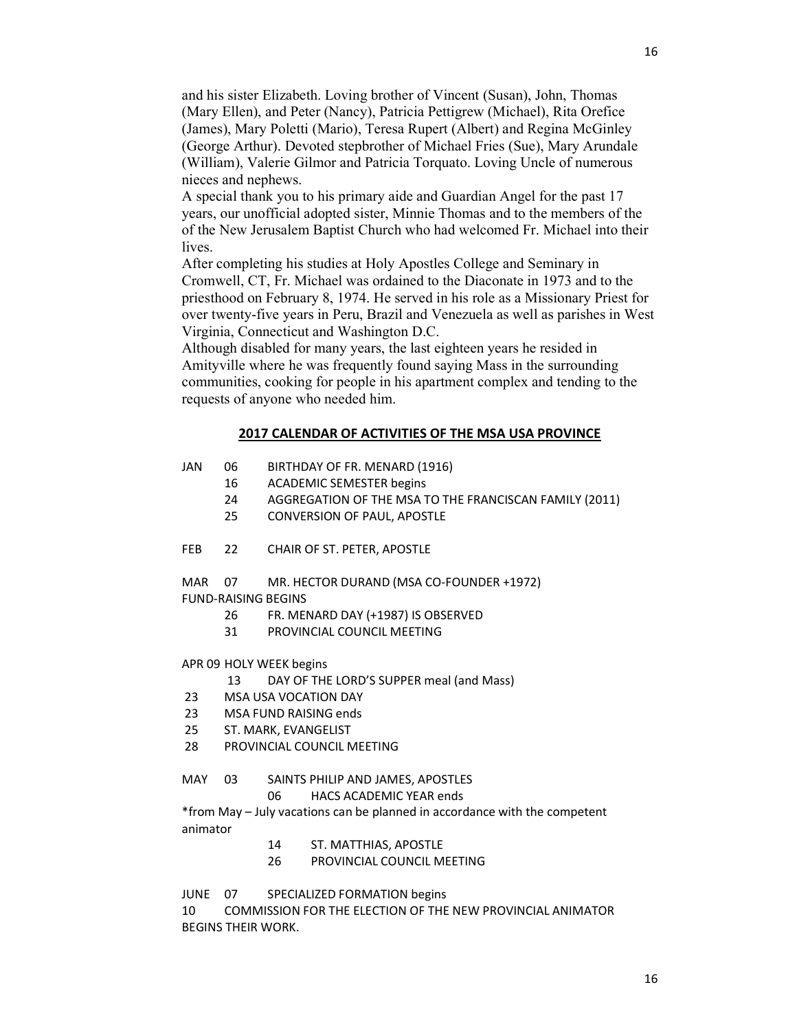and his sister Elizabeth. Loving brother of Vincent (Susan), John, Thomas (Mary Ellen), and Peter (Nancy), Patricia Pettigrew (Michael), Rita Orefice (James), Mary Poletti (Mario), Teresa Rupert (Albert) and Regina McGinley (George Arthur). Devoted stepbrother of Michael Fries (Sue), Mary Arundale (William), Valerie Gilmor and Patricia Torquato. Loving Uncle of numerous nieces and nephews.

A special thank you to his primary aide and Guardian Angel for the past 17 years, our unofficial adopted sister, Minnie Thomas and to the members of the of the New Jerusalem Baptist Church who had welcomed Fr. Michael into their lives.

After completing his studies at Holy Apostles College and Seminary in Cromwell, CT, Fr. Michael was ordained to the Diaconate in 1973 and to the priesthood on February 8, 1974. He served in his role as a Missionary Priest for over twenty-five years in Peru, Brazil and Venezuela as well as parishes in West Virginia, Connecticut and Washington D.C.

Although disabled for many years, the last eighteen years he resided in Amityville where he was frequently found saying Mass in the surrounding communities, cooking for people in his apartment complex and tending to the requests of anyone who needed him.

## 2017 CALENDAR OF ACTIVITIES OF THE MSA USA PROVINCE

JAN 06 BIRTHDAY OF FR. MENARD (1916)
16 ACADEMIC SEMESTER begins
24 AGGREGATION OF THE MSA TO THE FRANCISCAN FAMILY (2011)
25 CONVERSION OF PAUL, APOSTLE

FEB 22 CHAIR OF ST. PETER, APOSTLE

MAR 07 MR. HECTOR DURAND (MSA CO-FOUNDER +1972)
FUND-RAISING BEGINS
26 FR. MENARD DAY (+1987) IS OBSERVED
31 PROVINCIAL COUNCIL MEETING

APR 09 HOLY WEEK begins
13 DAY OF THE LORD'S SUPPER meal (and Mass)
23 MSA USA VOCATION DAY
23 MSA FUND RAISING ends
25 ST. MARK, EVANGELIST
28 PROVINCIAL COUNCIL MEETING

MAY 03 SAINTS PHILIP AND JAMES, APOSTLES
06 HACS ACADEMIC YEAR ends
*from May – July vacations can be planned in accordance with the competent animator
14 ST. MATTHIAS, APOSTLE
26 PROVINCIAL COUNCIL MEETING

JUNE 07 SPECIALIZED FORMATION begins
10 COMMISSION FOR THE ELECTION OF THE NEW PROVINCIAL ANIMATOR BEGINS THEIR WORK.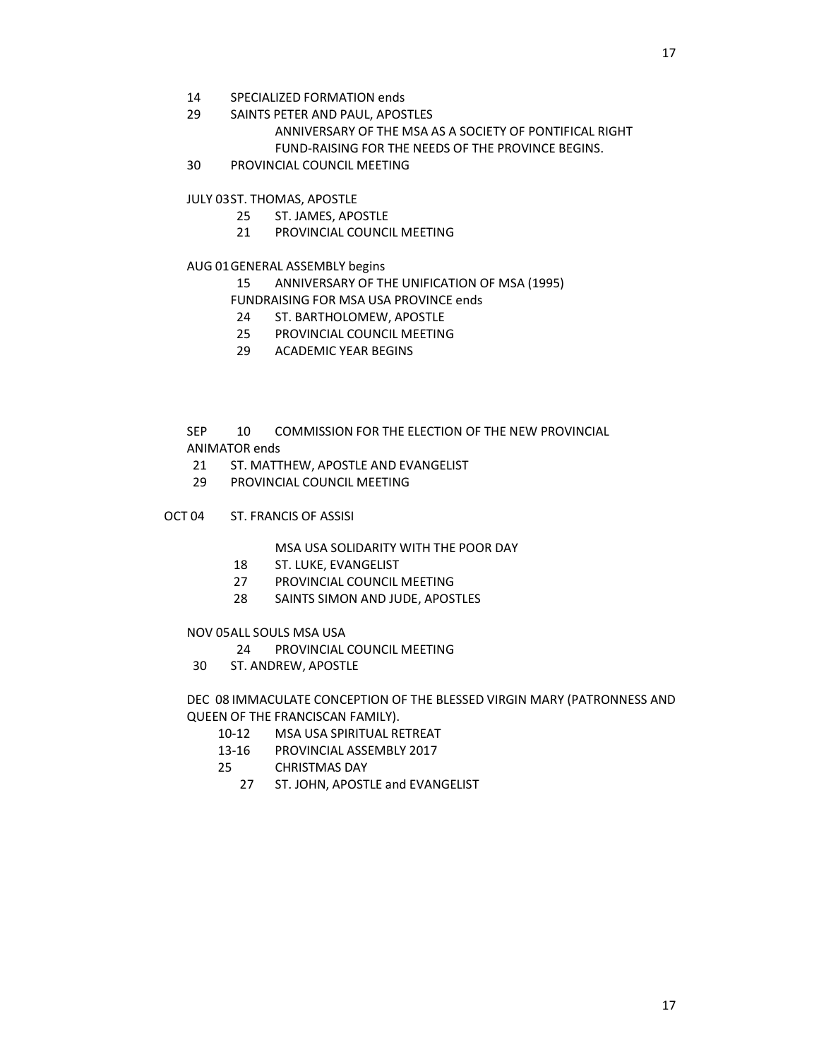14 SPECIALIZED FORMATION ends

29 SAINTS PETER AND PAUL, APOSTLES

ANNIVERSARY OF THE MSA AS A SOCIETY OF PONTIFICAL RIGHT

FUND-RAISING FOR THE NEEDS OF THE PROVINCE BEGINS.

30 PROVINCIAL COUNCIL MEETING

JULY 03 ST. THOMAS, APOSTLE

25 ST. JAMES, APOSTLE

21 PROVINCIAL COUNCIL MEETING

AUG 01 GENERAL ASSEMBLY begins

15 ANNIVERSARY OF THE UNIFICATION OF MSA (1995)

FUNDRAISING FOR MSA USA PROVINCE ends

24 ST. BARTHOLOMEW, APOSTLE

25 PROVINCIAL COUNCIL MEETING

29 ACADEMIC YEAR BEGINS

SEP 10 COMMISSION FOR THE ELECTION OF THE NEW PROVINCIAL ANIMATOR ends

21 ST. MATTHEW, APOSTLE AND EVANGELIST

29 PROVINCIAL COUNCIL MEETING

OCT 04 ST. FRANCIS OF ASSISI

MSA USA SOLIDARITY WITH THE POOR DAY

18 ST. LUKE, EVANGELIST

27 PROVINCIAL COUNCIL MEETING

28 SAINTS SIMON AND JUDE, APOSTLES

NOV 05 ALL SOULS MSA USA

24 PROVINCIAL COUNCIL MEETING

30 ST. ANDREW, APOSTLE

DEC 08 IMMACULATE CONCEPTION OF THE BLESSED VIRGIN MARY (PATRONNESS AND QUEEN OF THE FRANCISCAN FAMILY).

10-12 MSA USA SPIRITUAL RETREAT

13-16 PROVINCIAL ASSEMBLY 2017

25 CHRISTMAS DAY

27 ST. JOHN, APOSTLE and EVANGELIST